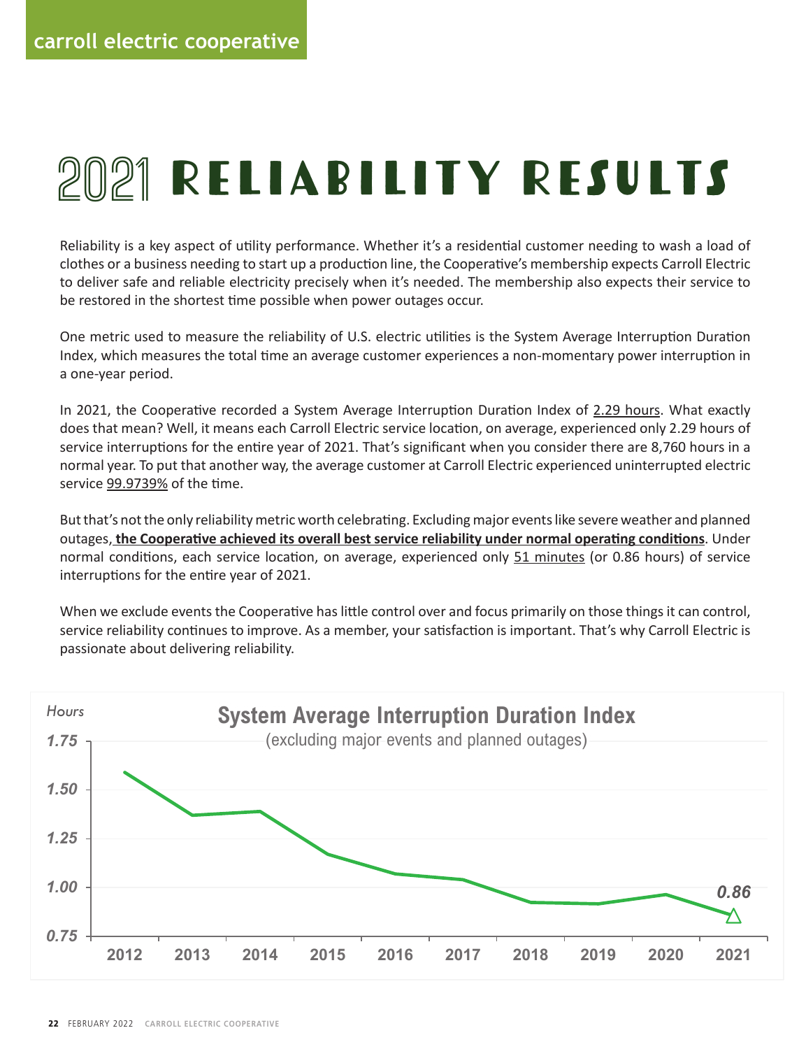carroll electric cooperative

# 2021 RELIABILITY RESULTS

Reliability is a key aspect of utility performance. Whether it's a residential customer needing to wash a load of clothes or a business needing to start up a production line, the Cooperative's membership expects Carroll Electric to deliver safe and reliable electricity precisely when it's needed. The membership also expects their service to be restored in the shortest time possible when power outages occur.

One metric used to measure the reliability of U.S. electric utilities is the System Average Interruption Duration Index, which measures the total time an average customer experiences a non-momentary power interruption in a one-year period.

In 2021, the Cooperative recorded a System Average Interruption Duration Index of 2.29 hours. What exactly does that mean? Well, it means each Carroll Electric service location, on average, experienced only 2.29 hours of service interruptions for the entire year of 2021. That's significant when you consider there are 8,760 hours in a normal year. To put that another way, the average customer at Carroll Electric experienced uninterrupted electric service 99.9739% of the time.

But that's not the only reliability metric worth celebrating. Excluding major events like severe weather and planned outages, **the Cooperative achieved its overall best service reliability under normal operating conditions**. Under normal conditions, each service location, on average, experienced only 51 minutes (or 0.86 hours) of service interruptions for the entire year of 2021.

When we exclude events the Cooperative has little control over and focus primarily on those things it can control, service reliability continues to improve. As a member, your satisfaction is important. That's why Carroll Electric is passionate about delivering reliability.

**System Average Interruption Duration Index**
(excluding major events and planned outages)

Hours: 1.75, 1.50, 1.25, 1.00, 0.75

2012, 2013, 2014, 2015, 2016, 2017, 2018, 2019, 2020, 2021

0.86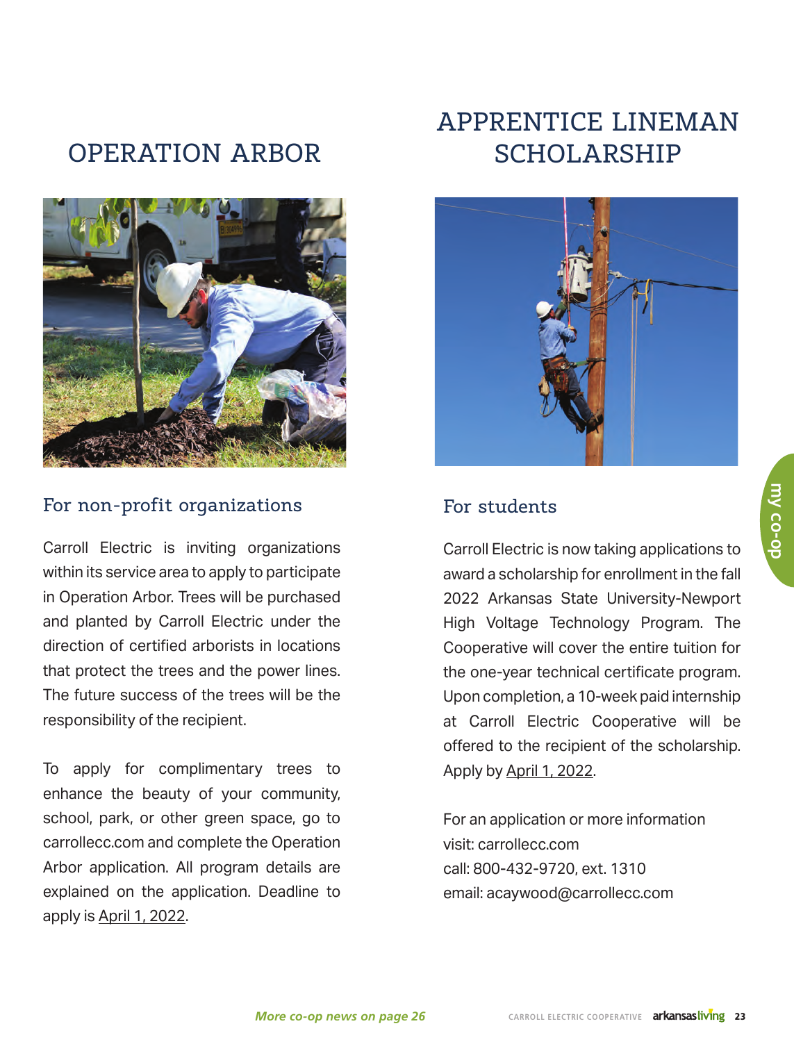# OPERATION ARBOR

## For non-profit organizations

Carroll Electric is inviting organizations within its service area to apply to participate in Operation Arbor. Trees will be purchased and planted by Carroll Electric under the direction of certified arborists in locations that protect the trees and the power lines. The future success of the trees will be the responsibility of the recipient.

To apply for complimentary trees to enhance the beauty of your community, school, park, or other green space, go to carrollecc.com and complete the Operation Arbor application. All program details are explained on the application. Deadline to apply is April 1, 2022.

# APPRENTICE LINEMAN SCHOLARSHIP

## For students

Carroll Electric is now taking applications to award a scholarship for enrollment in the fall 2022 Arkansas State University-Newport High Voltage Technology Program. The Cooperative will cover the entire tuition for the one-year technical certificate program. Upon completion, a 10-week paid internship at Carroll Electric Cooperative will be offered to the recipient of the scholarship. Apply by April 1, 2022.

For an application or more information
visit: carrollecc.com
call: 800-432-9720, ext. 1310
email: acaywood@carrollecc.com

*More co-op news on page 26*